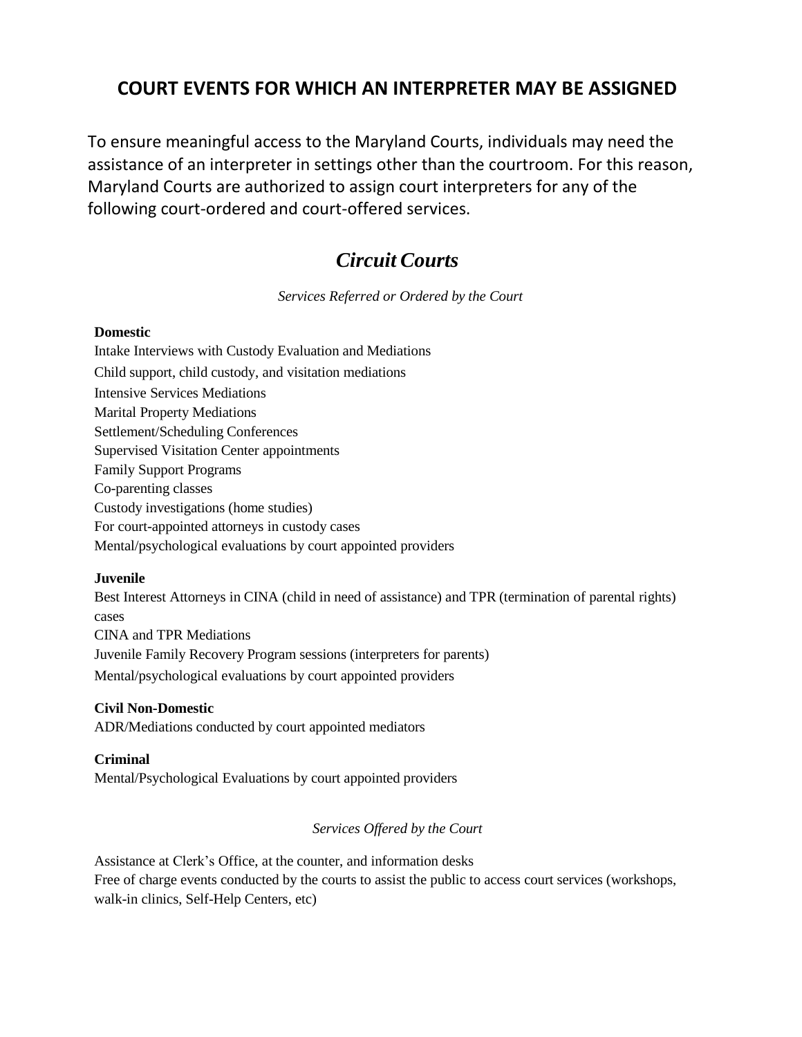# COURT EVENTS FOR WHICH AN INTERPRETER MAY BE ASSIGNED

To ensure meaningful access to the Maryland Courts, individuals may need the assistance of an interpreter in settings other than the courtroom. For this reason, Maryland Courts are authorized to assign court interpreters for any of the following court-ordered and court-offered services.

## *Circuit Courts*

*Services Referred or Ordered by the Court*

**Domestic**

Intake Interviews with Custody Evaluation and Mediations
Child support, child custody, and visitation mediations
Intensive Services Mediations
Marital Property Mediations
Settlement/Scheduling Conferences
Supervised Visitation Center appointments
Family Support Programs
Co-parenting classes
Custody investigations (home studies)
For court-appointed attorneys in custody cases
Mental/psychological evaluations by court appointed providers

**Juvenile**

Best Interest Attorneys in CINA (child in need of assistance) and TPR (termination of parental rights) cases
CINA and TPR Mediations
Juvenile Family Recovery Program sessions (interpreters for parents)
Mental/psychological evaluations by court appointed providers

**Civil Non-Domestic**

ADR/Mediations conducted by court appointed mediators

**Criminal**

Mental/Psychological Evaluations by court appointed providers

*Services Offered by the Court*

Assistance at Clerk's Office, at the counter, and information desks
Free of charge events conducted by the courts to assist the public to access court services (workshops, walk-in clinics, Self-Help Centers, etc)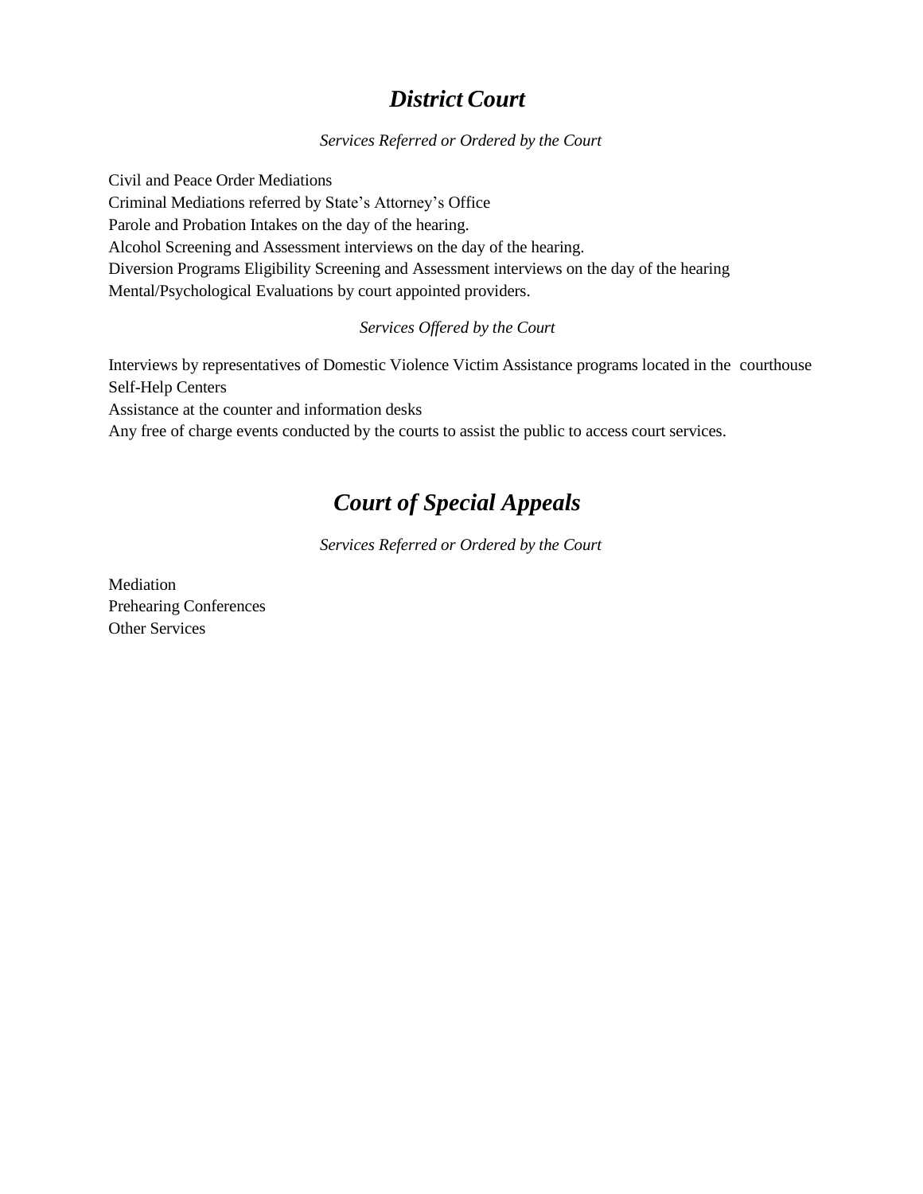## ***District Court***

*Services Referred or Ordered by the Court*

Civil and Peace Order Mediations
Criminal Mediations referred by State's Attorney's Office
Parole and Probation Intakes on the day of the hearing.
Alcohol Screening and Assessment interviews on the day of the hearing.
Diversion Programs Eligibility Screening and Assessment interviews on the day of the hearing
Mental/Psychological Evaluations by court appointed providers.

*Services Offered by the Court*

Interviews by representatives of Domestic Violence Victim Assistance programs located in the courthouse
Self-Help Centers
Assistance at the counter and information desks
Any free of charge events conducted by the courts to assist the public to access court services.

## ***Court of Special Appeals***

*Services Referred or Ordered by the Court*

Mediation
Prehearing Conferences
Other Services